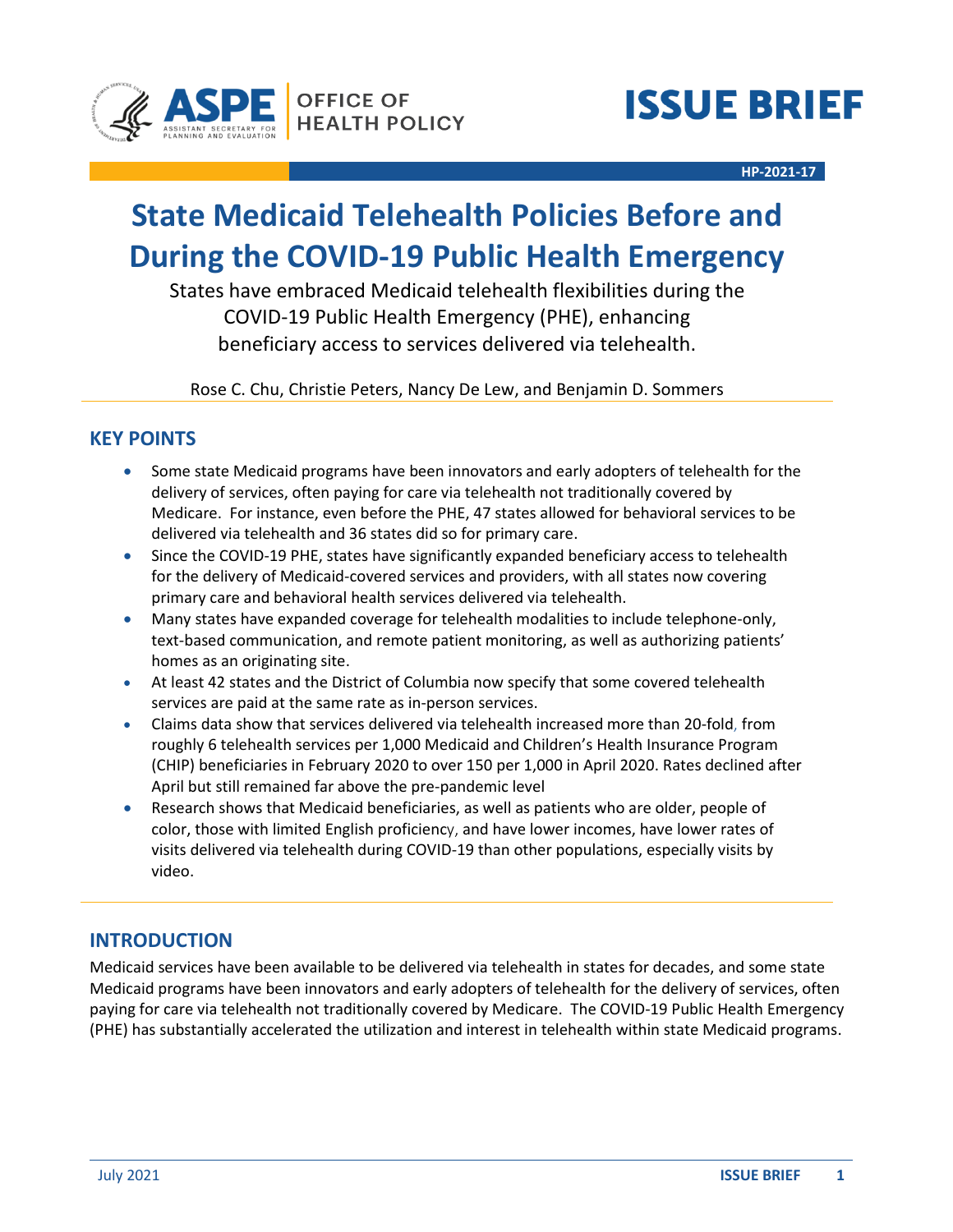**ISSUE BRIEF**

HP-2021-17

# State Medicaid Telehealth Policies Before and During the COVID-19 Public Health Emergency

States have embraced Medicaid telehealth flexibilities during the COVID-19 Public Health Emergency (PHE), enhancing beneficiary access to services delivered via telehealth.

Rose C. Chu, Christie Peters, Nancy De Lew, and Benjamin D. Sommers

## KEY POINTS

- Some state Medicaid programs have been innovators and early adopters of telehealth for the delivery of services, often paying for care via telehealth not traditionally covered by Medicare. For instance, even before the PHE, 47 states allowed for behavioral services to be delivered via telehealth and 36 states did so for primary care.
- Since the COVID-19 PHE, states have significantly expanded beneficiary access to telehealth for the delivery of Medicaid-covered services and providers, with all states now covering primary care and behavioral health services delivered via telehealth.
- Many states have expanded coverage for telehealth modalities to include telephone-only, text-based communication, and remote patient monitoring, as well as authorizing patients' homes as an originating site.
- At least 42 states and the District of Columbia now specify that some covered telehealth services are paid at the same rate as in-person services.
- Claims data show that services delivered via telehealth increased more than 20-fold, from roughly 6 telehealth services per 1,000 Medicaid and Children's Health Insurance Program (CHIP) beneficiaries in February 2020 to over 150 per 1,000 in April 2020. Rates declined after April but still remained far above the pre-pandemic level
- Research shows that Medicaid beneficiaries, as well as patients who are older, people of color, those with limited English proficiency, and have lower incomes, have lower rates of visits delivered via telehealth during COVID-19 than other populations, especially visits by video.

## INTRODUCTION

Medicaid services have been available to be delivered via telehealth in states for decades, and some state Medicaid programs have been innovators and early adopters of telehealth for the delivery of services, often paying for care via telehealth not traditionally covered by Medicare. The COVID-19 Public Health Emergency (PHE) has substantially accelerated the utilization and interest in telehealth within state Medicaid programs.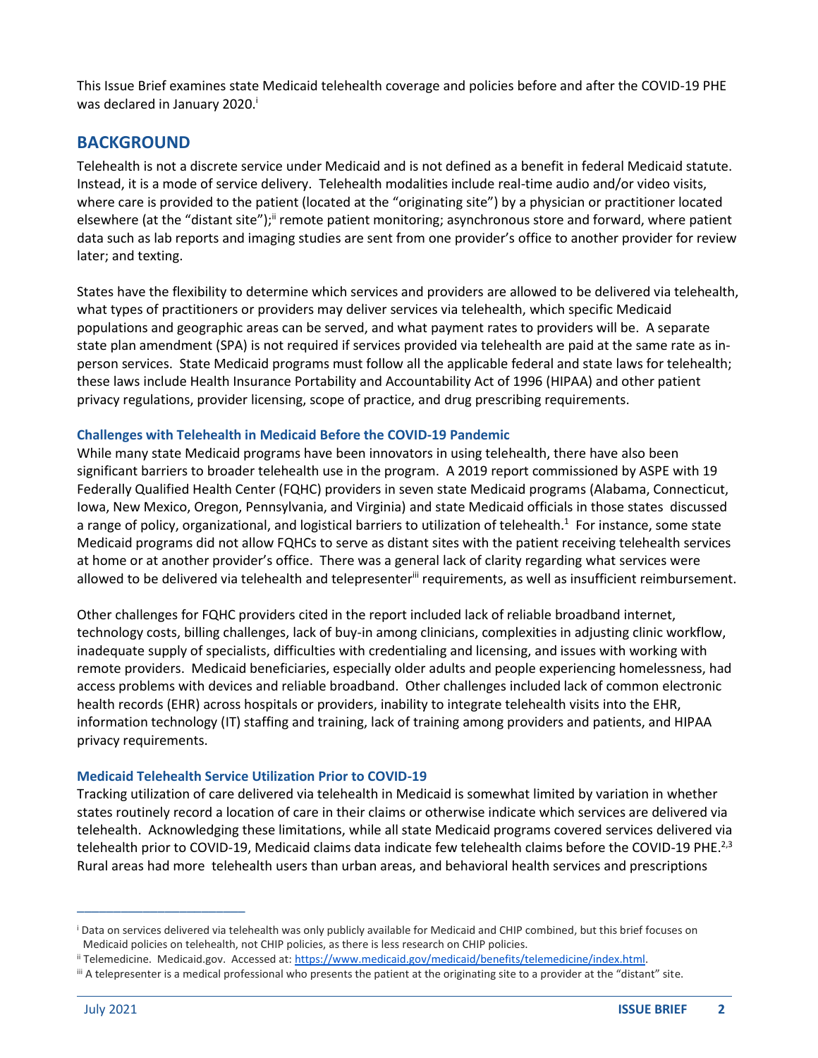This Issue Brief examines state Medicaid telehealth coverage and policies before and after the COVID-19 PHE was declared in January 2020.[i]

## BACKGROUND

Telehealth is not a discrete service under Medicaid and is not defined as a benefit in federal Medicaid statute. Instead, it is a mode of service delivery. Telehealth modalities include real-time audio and/or video visits, where care is provided to the patient (located at the "originating site") by a physician or practitioner located elsewhere (at the "distant site");[ii] remote patient monitoring; asynchronous store and forward, where patient data such as lab reports and imaging studies are sent from one provider's office to another provider for review later; and texting.

States have the flexibility to determine which services and providers are allowed to be delivered via telehealth, what types of practitioners or providers may deliver services via telehealth, which specific Medicaid populations and geographic areas can be served, and what payment rates to providers will be. A separate state plan amendment (SPA) is not required if services provided via telehealth are paid at the same rate as in-person services. State Medicaid programs must follow all the applicable federal and state laws for telehealth; these laws include Health Insurance Portability and Accountability Act of 1996 (HIPAA) and other patient privacy regulations, provider licensing, scope of practice, and drug prescribing requirements.

### Challenges with Telehealth in Medicaid Before the COVID-19 Pandemic

While many state Medicaid programs have been innovators in using telehealth, there have also been significant barriers to broader telehealth use in the program. A 2019 report commissioned by ASPE with 19 Federally Qualified Health Center (FQHC) providers in seven state Medicaid programs (Alabama, Connecticut, Iowa, New Mexico, Oregon, Pennsylvania, and Virginia) and state Medicaid officials in those states discussed a range of policy, organizational, and logistical barriers to utilization of telehealth.[1] For instance, some state Medicaid programs did not allow FQHCs to serve as distant sites with the patient receiving telehealth services at home or at another provider's office. There was a general lack of clarity regarding what services were allowed to be delivered via telehealth and telepresenter[iii] requirements, as well as insufficient reimbursement.

Other challenges for FQHC providers cited in the report included lack of reliable broadband internet, technology costs, billing challenges, lack of buy-in among clinicians, complexities in adjusting clinic workflow, inadequate supply of specialists, difficulties with credentialing and licensing, and issues with working with remote providers. Medicaid beneficiaries, especially older adults and people experiencing homelessness, had access problems with devices and reliable broadband. Other challenges included lack of common electronic health records (EHR) across hospitals or providers, inability to integrate telehealth visits into the EHR, information technology (IT) staffing and training, lack of training among providers and patients, and HIPAA privacy requirements.

### Medicaid Telehealth Service Utilization Prior to COVID-19

Tracking utilization of care delivered via telehealth in Medicaid is somewhat limited by variation in whether states routinely record a location of care in their claims or otherwise indicate which services are delivered via telehealth. Acknowledging these limitations, while all state Medicaid programs covered services delivered via telehealth prior to COVID-19, Medicaid claims data indicate few telehealth claims before the COVID-19 PHE.[2,3] Rural areas had more telehealth users than urban areas, and behavioral health services and prescriptions

---

[i] Data on services delivered via telehealth was only publicly available for Medicaid and CHIP combined, but this brief focuses on Medicaid policies on telehealth, not CHIP policies, as there is less research on CHIP policies.

[ii] Telemedicine. Medicaid.gov. Accessed at: https://www.medicaid.gov/medicaid/benefits/telemedicine/index.html.

[iii] A telepresenter is a medical professional who presents the patient at the originating site to a provider at the "distant" site.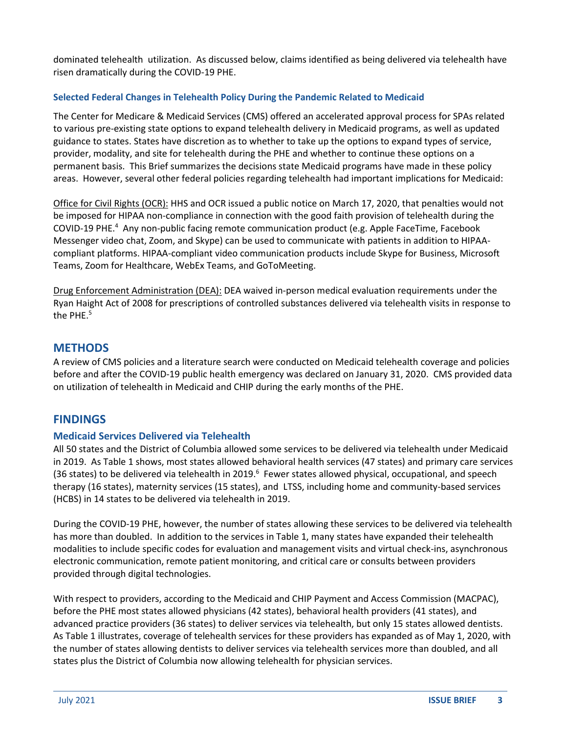dominated telehealth utilization. As discussed below, claims identified as being delivered via telehealth have risen dramatically during the COVID-19 PHE.

### Selected Federal Changes in Telehealth Policy During the Pandemic Related to Medicaid

The Center for Medicare & Medicaid Services (CMS) offered an accelerated approval process for SPAs related to various pre-existing state options to expand telehealth delivery in Medicaid programs, as well as updated guidance to states. States have discretion as to whether to take up the options to expand types of service, provider, modality, and site for telehealth during the PHE and whether to continue these options on a permanent basis. This Brief summarizes the decisions state Medicaid programs have made in these policy areas. However, several other federal policies regarding telehealth had important implications for Medicaid:

Office for Civil Rights (OCR): HHS and OCR issued a public notice on March 17, 2020, that penalties would not be imposed for HIPAA non-compliance in connection with the good faith provision of telehealth during the COVID-19 PHE.[4] Any non-public facing remote communication product (e.g. Apple FaceTime, Facebook Messenger video chat, Zoom, and Skype) can be used to communicate with patients in addition to HIPAA-compliant platforms. HIPAA-compliant video communication products include Skype for Business, Microsoft Teams, Zoom for Healthcare, WebEx Teams, and GoToMeeting.

Drug Enforcement Administration (DEA): DEA waived in-person medical evaluation requirements under the Ryan Haight Act of 2008 for prescriptions of controlled substances delivered via telehealth visits in response to the PHE.[5]

## METHODS

A review of CMS policies and a literature search were conducted on Medicaid telehealth coverage and policies before and after the COVID-19 public health emergency was declared on January 31, 2020. CMS provided data on utilization of telehealth in Medicaid and CHIP during the early months of the PHE.

## FINDINGS

### Medicaid Services Delivered via Telehealth

All 50 states and the District of Columbia allowed some services to be delivered via telehealth under Medicaid in 2019. As Table 1 shows, most states allowed behavioral health services (47 states) and primary care services (36 states) to be delivered via telehealth in 2019.[6] Fewer states allowed physical, occupational, and speech therapy (16 states), maternity services (15 states), and LTSS, including home and community-based services (HCBS) in 14 states to be delivered via telehealth in 2019.

During the COVID-19 PHE, however, the number of states allowing these services to be delivered via telehealth has more than doubled. In addition to the services in Table 1, many states have expanded their telehealth modalities to include specific codes for evaluation and management visits and virtual check-ins, asynchronous electronic communication, remote patient monitoring, and critical care or consults between providers provided through digital technologies.

With respect to providers, according to the Medicaid and CHIP Payment and Access Commission (MACPAC), before the PHE most states allowed physicians (42 states), behavioral health providers (41 states), and advanced practice providers (36 states) to deliver services via telehealth, but only 15 states allowed dentists. As Table 1 illustrates, coverage of telehealth services for these providers has expanded as of May 1, 2020, with the number of states allowing dentists to deliver services via telehealth services more than doubled, and all states plus the District of Columbia now allowing telehealth for physician services.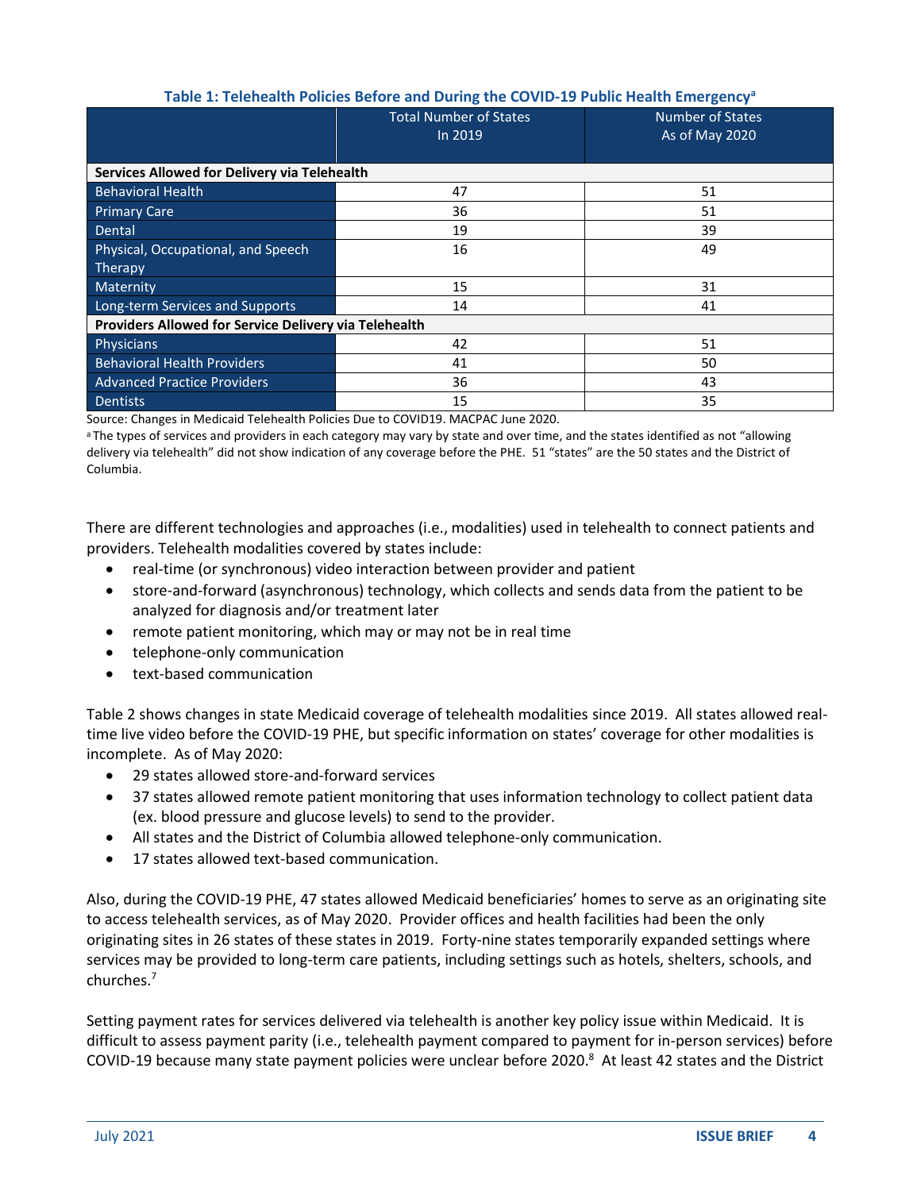**Table 1: Telehealth Policies Before and During the COVID-19 Public Health Emergency[a]**

| | Total Number of States In 2019 | Number of States As of May 2020 |
|---|---|---|
| **Services Allowed for Delivery via Telehealth** | | |
| Behavioral Health | 47 | 51 |
| Primary Care | 36 | 51 |
| Dental | 19 | 39 |
| Physical, Occupational, and Speech Therapy | 16 | 49 |
| Maternity | 15 | 31 |
| Long-term Services and Supports | 14 | 41 |
| **Providers Allowed for Service Delivery via Telehealth** | | |
| Physicians | 42 | 51 |
| Behavioral Health Providers | 41 | 50 |
| Advanced Practice Providers | 36 | 43 |
| Dentists | 15 | 35 |

Source: Changes in Medicaid Telehealth Policies Due to COVID19. MACPAC June 2020.

[a] The types of services and providers in each category may vary by state and over time, and the states identified as not "allowing delivery via telehealth" did not show indication of any coverage before the PHE. 51 "states" are the 50 states and the District of Columbia.

There are different technologies and approaches (i.e., modalities) used in telehealth to connect patients and providers. Telehealth modalities covered by states include:

- real-time (or synchronous) video interaction between provider and patient
- store-and-forward (asynchronous) technology, which collects and sends data from the patient to be analyzed for diagnosis and/or treatment later
- remote patient monitoring, which may or may not be in real time
- telephone-only communication
- text-based communication

Table 2 shows changes in state Medicaid coverage of telehealth modalities since 2019. All states allowed real-time live video before the COVID-19 PHE, but specific information on states' coverage for other modalities is incomplete. As of May 2020:

- 29 states allowed store-and-forward services
- 37 states allowed remote patient monitoring that uses information technology to collect patient data (ex. blood pressure and glucose levels) to send to the provider.
- All states and the District of Columbia allowed telephone-only communication.
- 17 states allowed text-based communication.

Also, during the COVID-19 PHE, 47 states allowed Medicaid beneficiaries' homes to serve as an originating site to access telehealth services, as of May 2020. Provider offices and health facilities had been the only originating sites in 26 states of these states in 2019. Forty-nine states temporarily expanded settings where services may be provided to long-term care patients, including settings such as hotels, shelters, schools, and churches.[7]

Setting payment rates for services delivered via telehealth is another key policy issue within Medicaid. It is difficult to assess payment parity (i.e., telehealth payment compared to payment for in-person services) before COVID-19 because many state payment policies were unclear before 2020.[8] At least 42 states and the District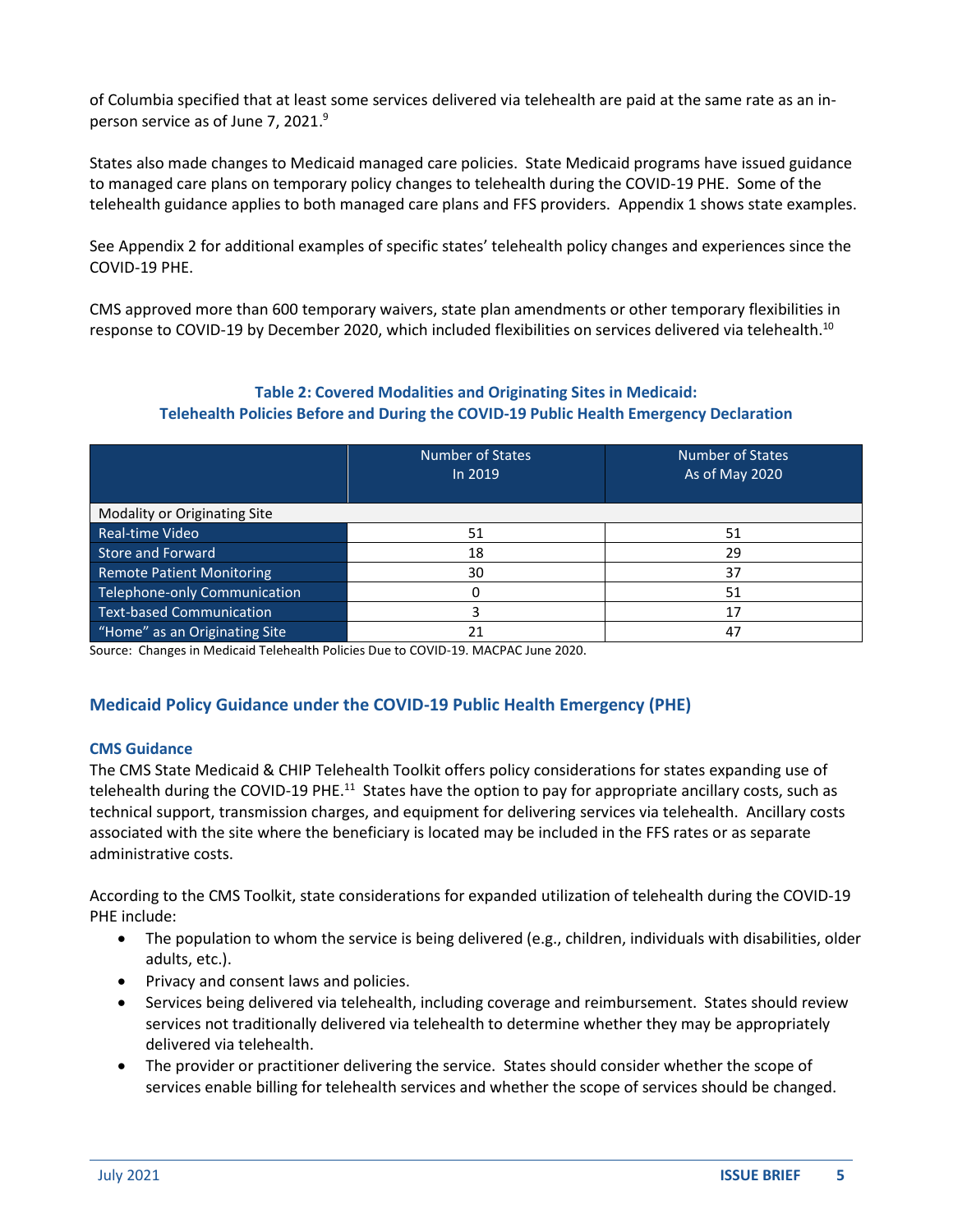of Columbia specified that at least some services delivered via telehealth are paid at the same rate as an in-person service as of June 7, 2021.[9]

States also made changes to Medicaid managed care policies. State Medicaid programs have issued guidance to managed care plans on temporary policy changes to telehealth during the COVID-19 PHE. Some of the telehealth guidance applies to both managed care plans and FFS providers. Appendix 1 shows state examples.

See Appendix 2 for additional examples of specific states' telehealth policy changes and experiences since the COVID-19 PHE.

CMS approved more than 600 temporary waivers, state plan amendments or other temporary flexibilities in response to COVID-19 by December 2020, which included flexibilities on services delivered via telehealth.[10]

**Table 2: Covered Modalities and Originating Sites in Medicaid: Telehealth Policies Before and During the COVID-19 Public Health Emergency Declaration**

| | Number of States In 2019 | Number of States As of May 2020 |
|---|---|---|
| Modality or Originating Site | | |
| Real-time Video | 51 | 51 |
| Store and Forward | 18 | 29 |
| Remote Patient Monitoring | 30 | 37 |
| Telephone-only Communication | 0 | 51 |
| Text-based Communication | 3 | 17 |
| "Home" as an Originating Site | 21 | 47 |

Source: Changes in Medicaid Telehealth Policies Due to COVID-19. MACPAC June 2020.

## Medicaid Policy Guidance under the COVID-19 Public Health Emergency (PHE)

### CMS Guidance

The CMS State Medicaid & CHIP Telehealth Toolkit offers policy considerations for states expanding use of telehealth during the COVID-19 PHE.[11] States have the option to pay for appropriate ancillary costs, such as technical support, transmission charges, and equipment for delivering services via telehealth. Ancillary costs associated with the site where the beneficiary is located may be included in the FFS rates or as separate administrative costs.

According to the CMS Toolkit, state considerations for expanded utilization of telehealth during the COVID-19 PHE include:

- The population to whom the service is being delivered (e.g., children, individuals with disabilities, older adults, etc.).
- Privacy and consent laws and policies.
- Services being delivered via telehealth, including coverage and reimbursement. States should review services not traditionally delivered via telehealth to determine whether they may be appropriately delivered via telehealth.
- The provider or practitioner delivering the service. States should consider whether the scope of services enable billing for telehealth services and whether the scope of services should be changed.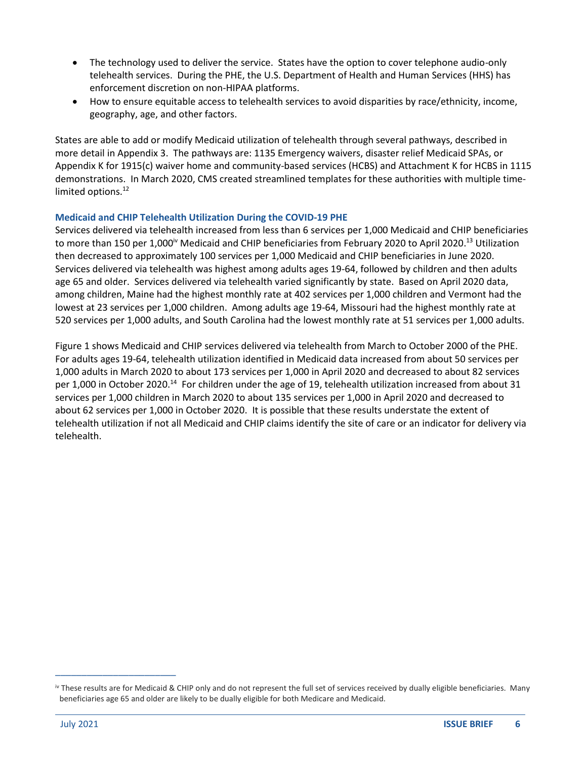- The technology used to deliver the service. States have the option to cover telephone audio-only telehealth services. During the PHE, the U.S. Department of Health and Human Services (HHS) has enforcement discretion on non-HIPAA platforms.
- How to ensure equitable access to telehealth services to avoid disparities by race/ethnicity, income, geography, age, and other factors.

States are able to add or modify Medicaid utilization of telehealth through several pathways, described in more detail in Appendix 3. The pathways are: 1135 Emergency waivers, disaster relief Medicaid SPAs, or Appendix K for 1915(c) waiver home and community-based services (HCBS) and Attachment K for HCBS in 1115 demonstrations. In March 2020, CMS created streamlined templates for these authorities with multiple time-limited options.[12]

### Medicaid and CHIP Telehealth Utilization During the COVID-19 PHE

Services delivered via telehealth increased from less than 6 services per 1,000 Medicaid and CHIP beneficiaries to more than 150 per 1,000[iv] Medicaid and CHIP beneficiaries from February 2020 to April 2020.[13] Utilization then decreased to approximately 100 services per 1,000 Medicaid and CHIP beneficiaries in June 2020. Services delivered via telehealth was highest among adults ages 19-64, followed by children and then adults age 65 and older. Services delivered via telehealth varied significantly by state. Based on April 2020 data, among children, Maine had the highest monthly rate at 402 services per 1,000 children and Vermont had the lowest at 23 services per 1,000 children. Among adults age 19-64, Missouri had the highest monthly rate at 520 services per 1,000 adults, and South Carolina had the lowest monthly rate at 51 services per 1,000 adults.

Figure 1 shows Medicaid and CHIP services delivered via telehealth from March to October 2000 of the PHE. For adults ages 19-64, telehealth utilization identified in Medicaid data increased from about 50 services per 1,000 adults in March 2020 to about 173 services per 1,000 in April 2020 and decreased to about 82 services per 1,000 in October 2020.[14] For children under the age of 19, telehealth utilization increased from about 31 services per 1,000 children in March 2020 to about 135 services per 1,000 in April 2020 and decreased to about 62 services per 1,000 in October 2020. It is possible that these results understate the extent of telehealth utilization if not all Medicaid and CHIP claims identify the site of care or an indicator for delivery via telehealth.

---

[iv] These results are for Medicaid & CHIP only and do not represent the full set of services received by dually eligible beneficiaries. Many beneficiaries age 65 and older are likely to be dually eligible for both Medicare and Medicaid.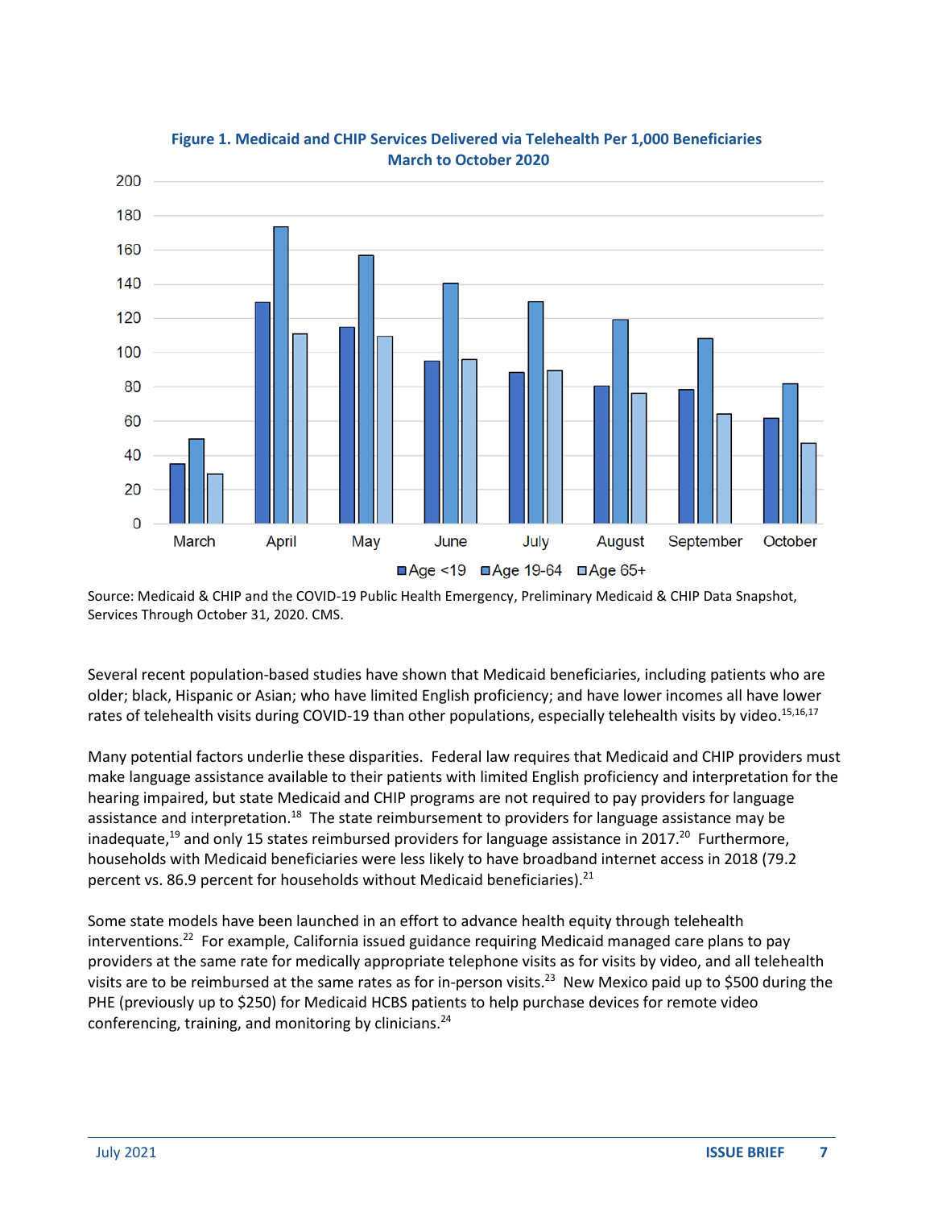**Figure 1. Medicaid and CHIP Services Delivered via Telehealth Per 1,000 Beneficiaries March to October 2020**

Source: Medicaid & CHIP and the COVID-19 Public Health Emergency, Preliminary Medicaid & CHIP Data Snapshot, Services Through October 31, 2020. CMS.

Several recent population-based studies have shown that Medicaid beneficiaries, including patients who are older; black, Hispanic or Asian; who have limited English proficiency; and have lower incomes all have lower rates of telehealth visits during COVID-19 than other populations, especially telehealth visits by video.[15,16,17]

Many potential factors underlie these disparities. Federal law requires that Medicaid and CHIP providers must make language assistance available to their patients with limited English proficiency and interpretation for the hearing impaired, but state Medicaid and CHIP programs are not required to pay providers for language assistance and interpretation.[18] The state reimbursement to providers for language assistance may be inadequate,[19] and only 15 states reimbursed providers for language assistance in 2017.[20] Furthermore, households with Medicaid beneficiaries were less likely to have broadband internet access in 2018 (79.2 percent vs. 86.9 percent for households without Medicaid beneficiaries).[21]

Some state models have been launched in an effort to advance health equity through telehealth interventions.[22] For example, California issued guidance requiring Medicaid managed care plans to pay providers at the same rate for medically appropriate telephone visits as for visits by video, and all telehealth visits are to be reimbursed at the same rates as for in-person visits.[23] New Mexico paid up to $500 during the PHE (previously up to $250) for Medicaid HCBS patients to help purchase devices for remote video conferencing, training, and monitoring by clinicians.[24]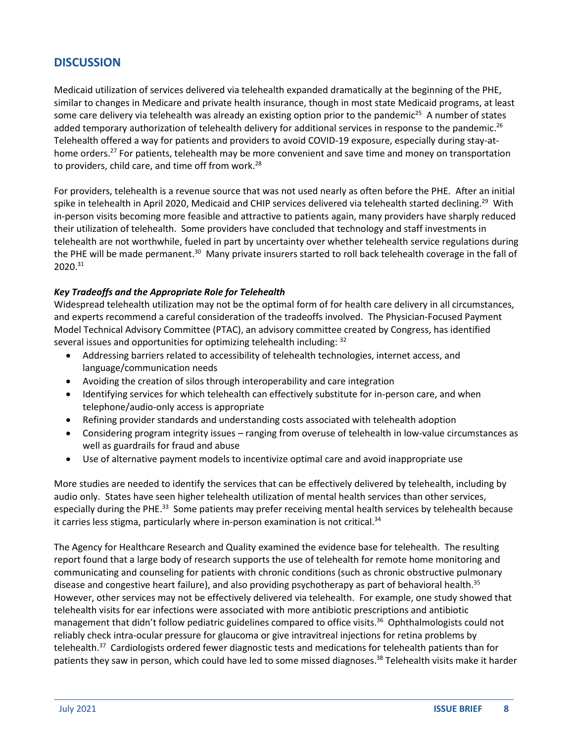## DISCUSSION

Medicaid utilization of services delivered via telehealth expanded dramatically at the beginning of the PHE, similar to changes in Medicare and private health insurance, though in most state Medicaid programs, at least some care delivery via telehealth was already an existing option prior to the pandemic[25] A number of states added temporary authorization of telehealth delivery for additional services in response to the pandemic.[26] Telehealth offered a way for patients and providers to avoid COVID-19 exposure, especially during stay-at-home orders.[27] For patients, telehealth may be more convenient and save time and money on transportation to providers, child care, and time off from work.[28]

For providers, telehealth is a revenue source that was not used nearly as often before the PHE. After an initial spike in telehealth in April 2020, Medicaid and CHIP services delivered via telehealth started declining.[29] With in-person visits becoming more feasible and attractive to patients again, many providers have sharply reduced their utilization of telehealth. Some providers have concluded that technology and staff investments in telehealth are not worthwhile, fueled in part by uncertainty over whether telehealth service regulations during the PHE will be made permanent.[30] Many private insurers started to roll back telehealth coverage in the fall of 2020.[31]

***Key Tradeoffs and the Appropriate Role for Telehealth***

Widespread telehealth utilization may not be the optimal form of for health care delivery in all circumstances, and experts recommend a careful consideration of the tradeoffs involved. The Physician-Focused Payment Model Technical Advisory Committee (PTAC), an advisory committee created by Congress, has identified several issues and opportunities for optimizing telehealth including: [32]

- Addressing barriers related to accessibility of telehealth technologies, internet access, and language/communication needs
- Avoiding the creation of silos through interoperability and care integration
- Identifying services for which telehealth can effectively substitute for in-person care, and when telephone/audio-only access is appropriate
- Refining provider standards and understanding costs associated with telehealth adoption
- Considering program integrity issues – ranging from overuse of telehealth in low-value circumstances as well as guardrails for fraud and abuse
- Use of alternative payment models to incentivize optimal care and avoid inappropriate use

More studies are needed to identify the services that can be effectively delivered by telehealth, including by audio only. States have seen higher telehealth utilization of mental health services than other services, especially during the PHE.[33] Some patients may prefer receiving mental health services by telehealth because it carries less stigma, particularly where in-person examination is not critical.[34]

The Agency for Healthcare Research and Quality examined the evidence base for telehealth. The resulting report found that a large body of research supports the use of telehealth for remote home monitoring and communicating and counseling for patients with chronic conditions (such as chronic obstructive pulmonary disease and congestive heart failure), and also providing psychotherapy as part of behavioral health.[35] However, other services may not be effectively delivered via telehealth. For example, one study showed that telehealth visits for ear infections were associated with more antibiotic prescriptions and antibiotic management that didn't follow pediatric guidelines compared to office visits.[36] Ophthalmologists could not reliably check intra-ocular pressure for glaucoma or give intravitreal injections for retina problems by telehealth.[37] Cardiologists ordered fewer diagnostic tests and medications for telehealth patients than for patients they saw in person, which could have led to some missed diagnoses.[38] Telehealth visits make it harder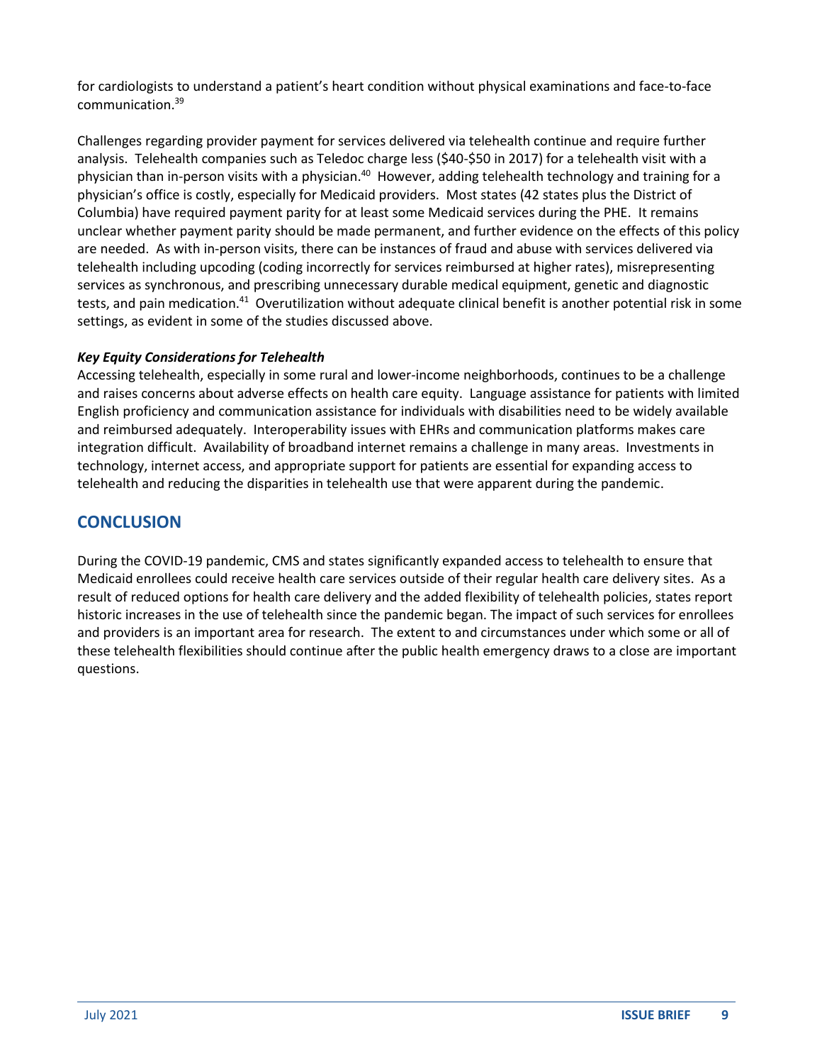for cardiologists to understand a patient's heart condition without physical examinations and face-to-face communication.[39]

Challenges regarding provider payment for services delivered via telehealth continue and require further analysis. Telehealth companies such as Teledoc charge less ($40-$50 in 2017) for a telehealth visit with a physician than in-person visits with a physician.[40] However, adding telehealth technology and training for a physician's office is costly, especially for Medicaid providers. Most states (42 states plus the District of Columbia) have required payment parity for at least some Medicaid services during the PHE. It remains unclear whether payment parity should be made permanent, and further evidence on the effects of this policy are needed. As with in-person visits, there can be instances of fraud and abuse with services delivered via telehealth including upcoding (coding incorrectly for services reimbursed at higher rates), misrepresenting services as synchronous, and prescribing unnecessary durable medical equipment, genetic and diagnostic tests, and pain medication.[41] Overutilization without adequate clinical benefit is another potential risk in some settings, as evident in some of the studies discussed above.

***Key Equity Considerations for Telehealth***

Accessing telehealth, especially in some rural and lower-income neighborhoods, continues to be a challenge and raises concerns about adverse effects on health care equity. Language assistance for patients with limited English proficiency and communication assistance for individuals with disabilities need to be widely available and reimbursed adequately. Interoperability issues with EHRs and communication platforms makes care integration difficult. Availability of broadband internet remains a challenge in many areas. Investments in technology, internet access, and appropriate support for patients are essential for expanding access to telehealth and reducing the disparities in telehealth use that were apparent during the pandemic.

## CONCLUSION

During the COVID-19 pandemic, CMS and states significantly expanded access to telehealth to ensure that Medicaid enrollees could receive health care services outside of their regular health care delivery sites. As a result of reduced options for health care delivery and the added flexibility of telehealth policies, states report historic increases in the use of telehealth since the pandemic began. The impact of such services for enrollees and providers is an important area for research. The extent to and circumstances under which some or all of these telehealth flexibilities should continue after the public health emergency draws to a close are important questions.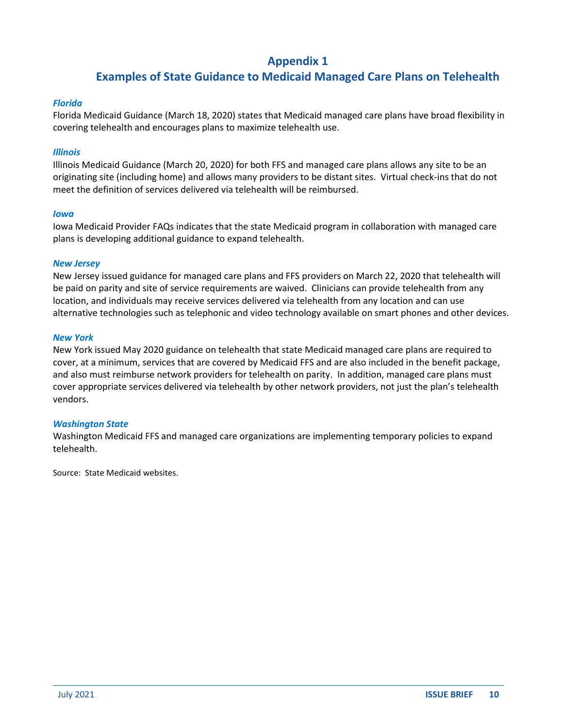# Appendix 1

## Examples of State Guidance to Medicaid Managed Care Plans on Telehealth

### *Florida*

Florida Medicaid Guidance (March 18, 2020) states that Medicaid managed care plans have broad flexibility in covering telehealth and encourages plans to maximize telehealth use.

### *Illinois*

Illinois Medicaid Guidance (March 20, 2020) for both FFS and managed care plans allows any site to be an originating site (including home) and allows many providers to be distant sites. Virtual check-ins that do not meet the definition of services delivered via telehealth will be reimbursed.

### *Iowa*

Iowa Medicaid Provider FAQs indicates that the state Medicaid program in collaboration with managed care plans is developing additional guidance to expand telehealth.

### *New Jersey*

New Jersey issued guidance for managed care plans and FFS providers on March 22, 2020 that telehealth will be paid on parity and site of service requirements are waived. Clinicians can provide telehealth from any location, and individuals may receive services delivered via telehealth from any location and can use alternative technologies such as telephonic and video technology available on smart phones and other devices.

### *New York*

New York issued May 2020 guidance on telehealth that state Medicaid managed care plans are required to cover, at a minimum, services that are covered by Medicaid FFS and are also included in the benefit package, and also must reimburse network providers for telehealth on parity. In addition, managed care plans must cover appropriate services delivered via telehealth by other network providers, not just the plan's telehealth vendors.

### *Washington State*

Washington Medicaid FFS and managed care organizations are implementing temporary policies to expand telehealth.

Source: State Medicaid websites.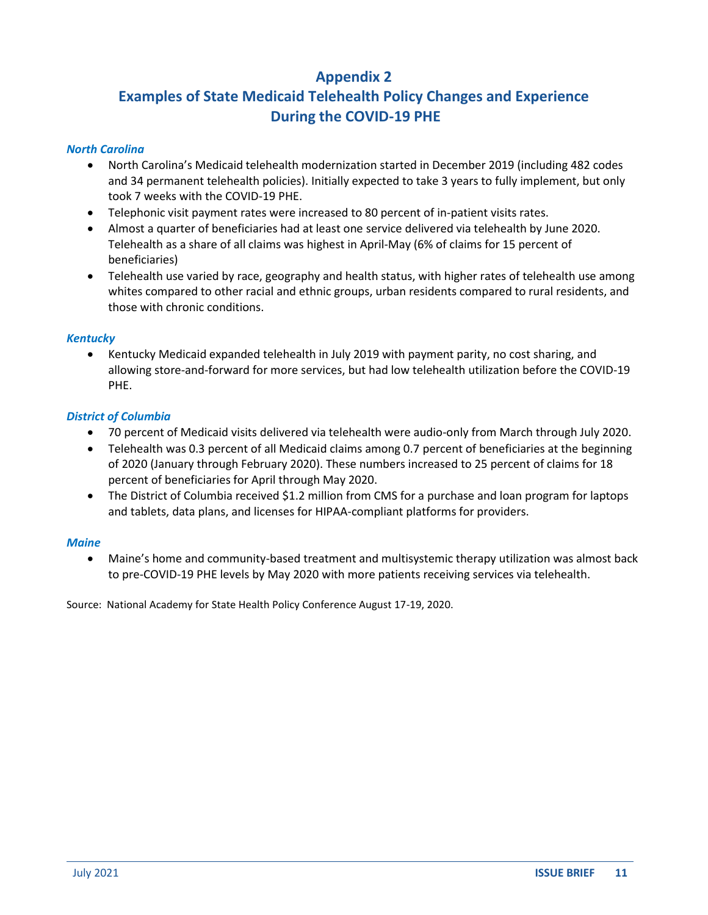# Appendix 2
# Examples of State Medicaid Telehealth Policy Changes and Experience During the COVID-19 PHE

### *North Carolina*

- North Carolina's Medicaid telehealth modernization started in December 2019 (including 482 codes and 34 permanent telehealth policies). Initially expected to take 3 years to fully implement, but only took 7 weeks with the COVID-19 PHE.
- Telephonic visit payment rates were increased to 80 percent of in-patient visits rates.
- Almost a quarter of beneficiaries had at least one service delivered via telehealth by June 2020. Telehealth as a share of all claims was highest in April-May (6% of claims for 15 percent of beneficiaries)
- Telehealth use varied by race, geography and health status, with higher rates of telehealth use among whites compared to other racial and ethnic groups, urban residents compared to rural residents, and those with chronic conditions.

### *Kentucky*

- Kentucky Medicaid expanded telehealth in July 2019 with payment parity, no cost sharing, and allowing store-and-forward for more services, but had low telehealth utilization before the COVID-19 PHE.

### *District of Columbia*

- 70 percent of Medicaid visits delivered via telehealth were audio-only from March through July 2020.
- Telehealth was 0.3 percent of all Medicaid claims among 0.7 percent of beneficiaries at the beginning of 2020 (January through February 2020). These numbers increased to 25 percent of claims for 18 percent of beneficiaries for April through May 2020.
- The District of Columbia received $1.2 million from CMS for a purchase and loan program for laptops and tablets, data plans, and licenses for HIPAA-compliant platforms for providers.

### *Maine*

- Maine's home and community-based treatment and multisystemic therapy utilization was almost back to pre-COVID-19 PHE levels by May 2020 with more patients receiving services via telehealth.

Source: National Academy for State Health Policy Conference August 17-19, 2020.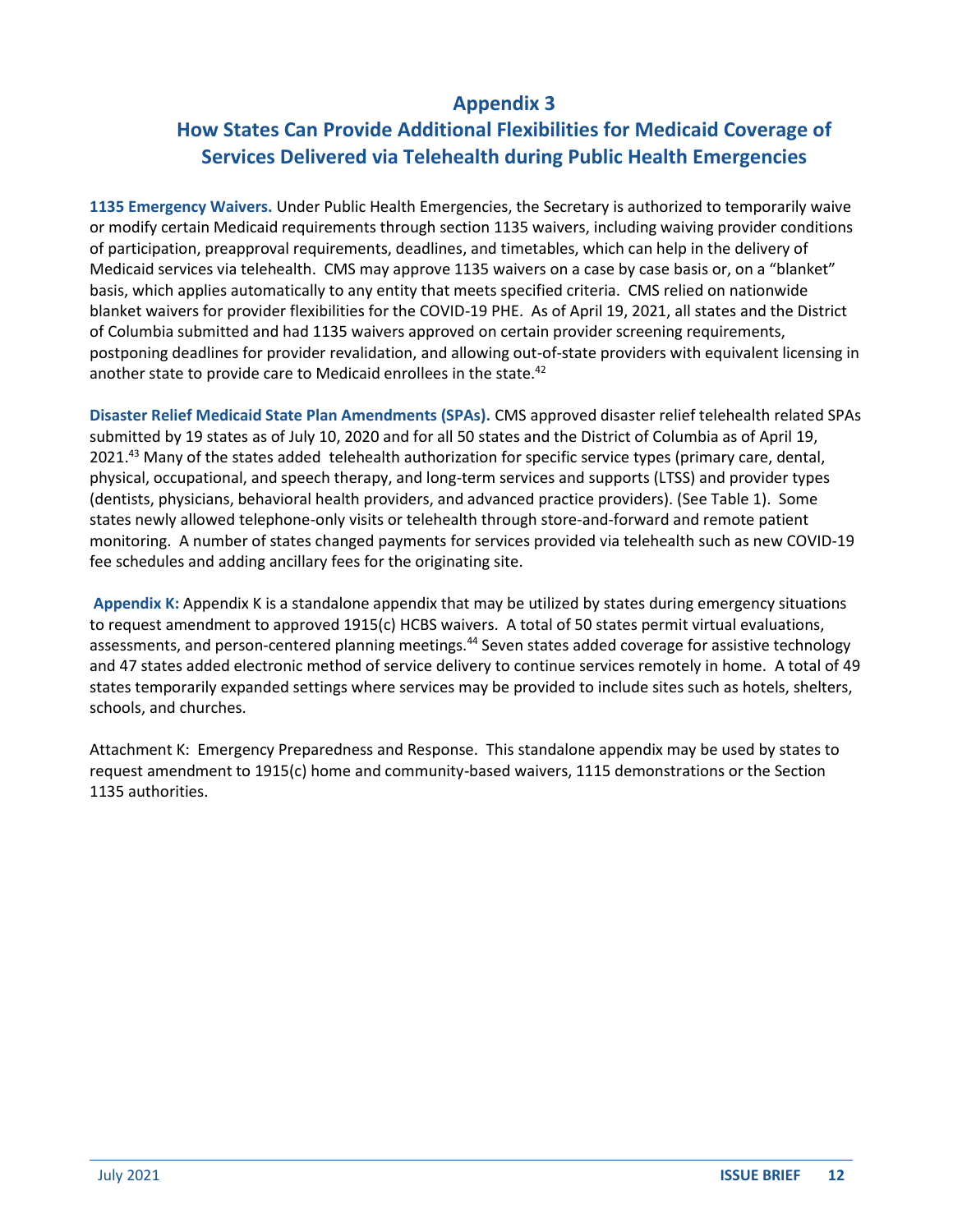## Appendix 3

## How States Can Provide Additional Flexibilities for Medicaid Coverage of Services Delivered via Telehealth during Public Health Emergencies

**1135 Emergency Waivers.** Under Public Health Emergencies, the Secretary is authorized to temporarily waive or modify certain Medicaid requirements through section 1135 waivers, including waiving provider conditions of participation, preapproval requirements, deadlines, and timetables, which can help in the delivery of Medicaid services via telehealth. CMS may approve 1135 waivers on a case by case basis or, on a "blanket" basis, which applies automatically to any entity that meets specified criteria. CMS relied on nationwide blanket waivers for provider flexibilities for the COVID-19 PHE. As of April 19, 2021, all states and the District of Columbia submitted and had 1135 waivers approved on certain provider screening requirements, postponing deadlines for provider revalidation, and allowing out-of-state providers with equivalent licensing in another state to provide care to Medicaid enrollees in the state.[42]

**Disaster Relief Medicaid State Plan Amendments (SPAs).** CMS approved disaster relief telehealth related SPAs submitted by 19 states as of July 10, 2020 and for all 50 states and the District of Columbia as of April 19, 2021.[43] Many of the states added telehealth authorization for specific service types (primary care, dental, physical, occupational, and speech therapy, and long-term services and supports (LTSS) and provider types (dentists, physicians, behavioral health providers, and advanced practice providers). (See Table 1). Some states newly allowed telephone-only visits or telehealth through store-and-forward and remote patient monitoring. A number of states changed payments for services provided via telehealth such as new COVID-19 fee schedules and adding ancillary fees for the originating site.

**Appendix K:** Appendix K is a standalone appendix that may be utilized by states during emergency situations to request amendment to approved 1915(c) HCBS waivers. A total of 50 states permit virtual evaluations, assessments, and person-centered planning meetings.[44] Seven states added coverage for assistive technology and 47 states added electronic method of service delivery to continue services remotely in home. A total of 49 states temporarily expanded settings where services may be provided to include sites such as hotels, shelters, schools, and churches.

Attachment K: Emergency Preparedness and Response. This standalone appendix may be used by states to request amendment to 1915(c) home and community-based waivers, 1115 demonstrations or the Section 1135 authorities.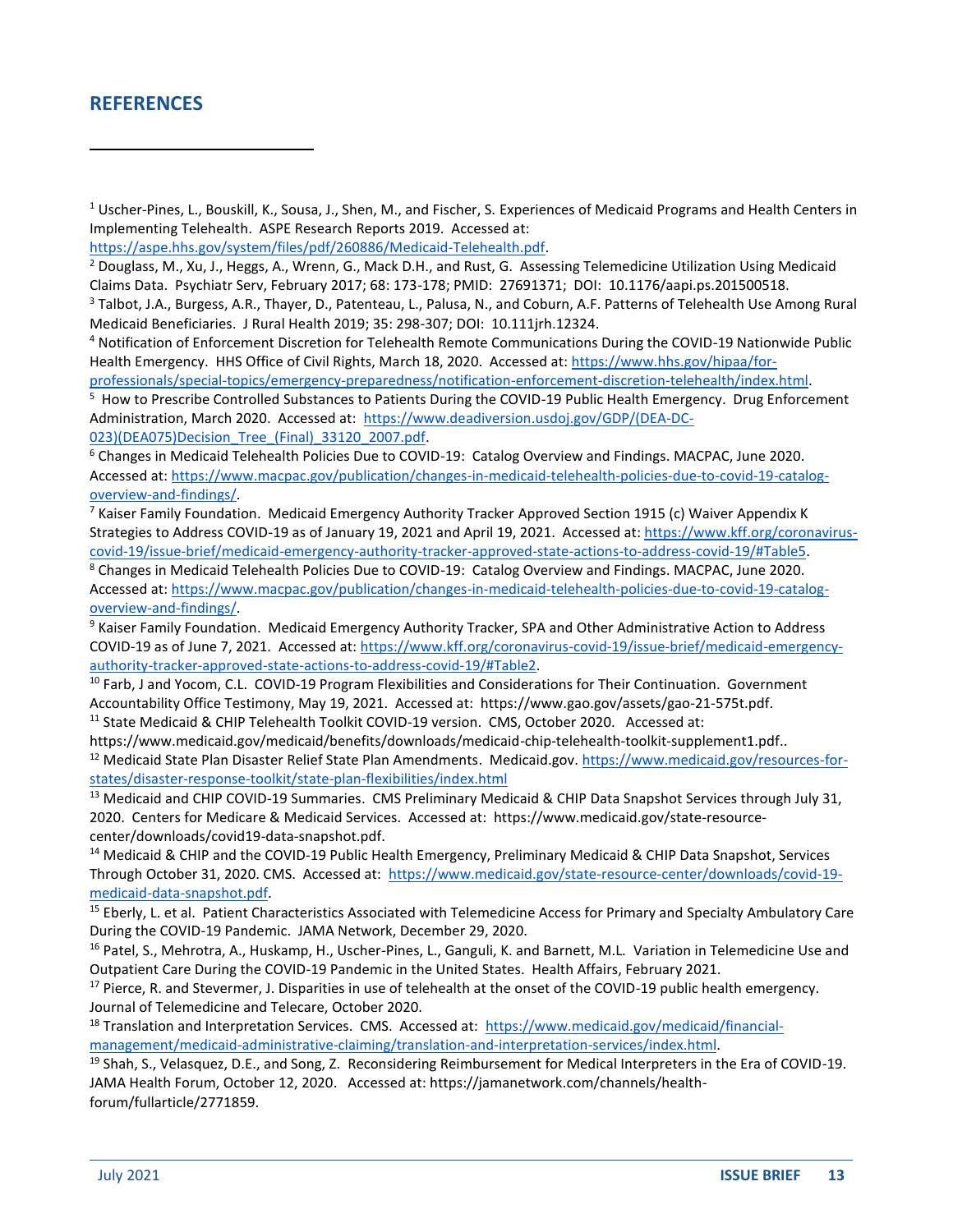## REFERENCES

[1] Uscher-Pines, L., Bouskill, K., Sousa, J., Shen, M., and Fischer, S. Experiences of Medicaid Programs and Health Centers in Implementing Telehealth. ASPE Research Reports 2019. Accessed at: https://aspe.hhs.gov/system/files/pdf/260886/Medicaid-Telehealth.pdf.

[2] Douglass, M., Xu, J., Heggs, A., Wrenn, G., Mack D.H., and Rust, G. Assessing Telemedicine Utilization Using Medicaid Claims Data. Psychiatr Serv, February 2017; 68: 173-178; PMID: 27691371; DOI: 10.1176/aapi.ps.201500518.

[3] Talbot, J.A., Burgess, A.R., Thayer, D., Patenteau, L., Palusa, N., and Coburn, A.F. Patterns of Telehealth Use Among Rural Medicaid Beneficiaries. J Rural Health 2019; 35: 298-307; DOI: 10.111jrh.12324.

[4] Notification of Enforcement Discretion for Telehealth Remote Communications During the COVID-19 Nationwide Public Health Emergency. HHS Office of Civil Rights, March 18, 2020. Accessed at: https://www.hhs.gov/hipaa/for-professionals/special-topics/emergency-preparedness/notification-enforcement-discretion-telehealth/index.html.

[5] How to Prescribe Controlled Substances to Patients During the COVID-19 Public Health Emergency. Drug Enforcement Administration, March 2020. Accessed at: https://www.deadiversion.usdoj.gov/GDP/(DEA-DC-023)(DEA075)Decision_Tree_(Final)_33120_2007.pdf.

[6] Changes in Medicaid Telehealth Policies Due to COVID-19: Catalog Overview and Findings. MACPAC, June 2020. Accessed at: https://www.macpac.gov/publication/changes-in-medicaid-telehealth-policies-due-to-covid-19-catalog-overview-and-findings/.

[7] Kaiser Family Foundation. Medicaid Emergency Authority Tracker Approved Section 1915 (c) Waiver Appendix K Strategies to Address COVID-19 as of January 19, 2021 and April 19, 2021. Accessed at: https://www.kff.org/coronavirus-covid-19/issue-brief/medicaid-emergency-authority-tracker-approved-state-actions-to-address-covid-19/#Table5.

[8] Changes in Medicaid Telehealth Policies Due to COVID-19: Catalog Overview and Findings. MACPAC, June 2020. Accessed at: https://www.macpac.gov/publication/changes-in-medicaid-telehealth-policies-due-to-covid-19-catalog-overview-and-findings/.

[9] Kaiser Family Foundation. Medicaid Emergency Authority Tracker, SPA and Other Administrative Action to Address COVID-19 as of June 7, 2021. Accessed at: https://www.kff.org/coronavirus-covid-19/issue-brief/medicaid-emergency-authority-tracker-approved-state-actions-to-address-covid-19/#Table2.

[10] Farb, J and Yocom, C.L. COVID-19 Program Flexibilities and Considerations for Their Continuation. Government Accountability Office Testimony, May 19, 2021. Accessed at: https://www.gao.gov/assets/gao-21-575t.pdf.

[11] State Medicaid & CHIP Telehealth Toolkit COVID-19 version. CMS, October 2020. Accessed at: https://www.medicaid.gov/medicaid/benefits/downloads/medicaid-chip-telehealth-toolkit-supplement1.pdf..

[12] Medicaid State Plan Disaster Relief State Plan Amendments. Medicaid.gov. https://www.medicaid.gov/resources-for-states/disaster-response-toolkit/state-plan-flexibilities/index.html

[13] Medicaid and CHIP COVID-19 Summaries. CMS Preliminary Medicaid & CHIP Data Snapshot Services through July 31, 2020. Centers for Medicare & Medicaid Services. Accessed at: https://www.medicaid.gov/state-resource-center/downloads/covid19-data-snapshot.pdf.

[14] Medicaid & CHIP and the COVID-19 Public Health Emergency, Preliminary Medicaid & CHIP Data Snapshot, Services Through October 31, 2020. CMS. Accessed at: https://www.medicaid.gov/state-resource-center/downloads/covid-19-medicaid-data-snapshot.pdf.

[15] Eberly, L. et al. Patient Characteristics Associated with Telemedicine Access for Primary and Specialty Ambulatory Care During the COVID-19 Pandemic. JAMA Network, December 29, 2020.

[16] Patel, S., Mehrotra, A., Huskamp, H., Uscher-Pines, L., Ganguli, K. and Barnett, M.L. Variation in Telemedicine Use and Outpatient Care During the COVID-19 Pandemic in the United States. Health Affairs, February 2021.

[17] Pierce, R. and Stevermer, J. Disparities in use of telehealth at the onset of the COVID-19 public health emergency. Journal of Telemedicine and Telecare, October 2020.

[18] Translation and Interpretation Services. CMS. Accessed at: https://www.medicaid.gov/medicaid/financial-management/medicaid-administrative-claiming/translation-and-interpretation-services/index.html.

[19] Shah, S., Velasquez, D.E., and Song, Z. Reconsidering Reimbursement for Medical Interpreters in the Era of COVID-19. JAMA Health Forum, October 12, 2020. Accessed at: https://jamanetwork.com/channels/health-forum/fullarticle/2771859.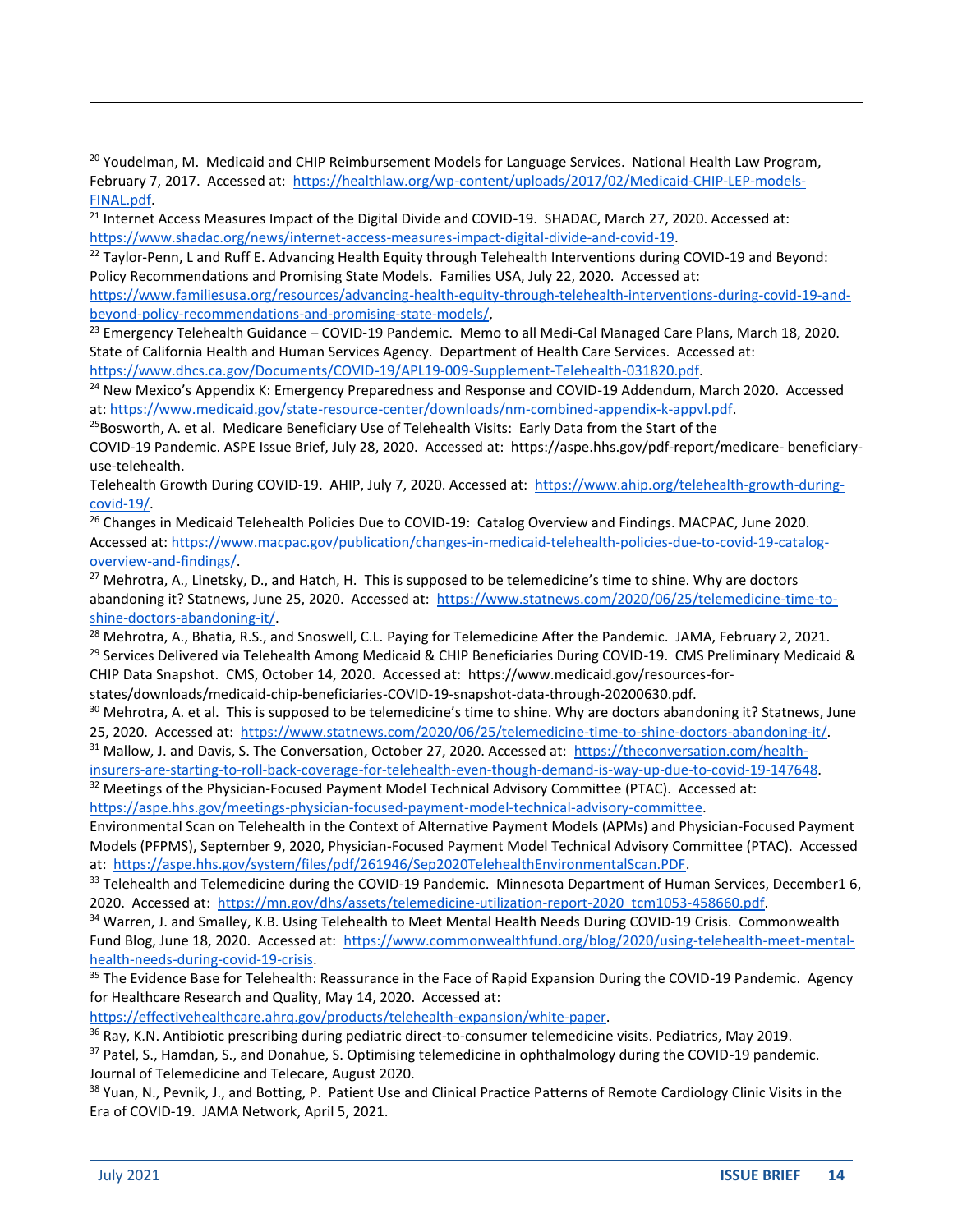[20] Youdelman, M. Medicaid and CHIP Reimbursement Models for Language Services. National Health Law Program, February 7, 2017. Accessed at: https://healthlaw.org/wp-content/uploads/2017/02/Medicaid-CHIP-LEP-models-FINAL.pdf.

[21] Internet Access Measures Impact of the Digital Divide and COVID-19. SHADAC, March 27, 2020. Accessed at: https://www.shadac.org/news/internet-access-measures-impact-digital-divide-and-covid-19.

[22] Taylor-Penn, L and Ruff E. Advancing Health Equity through Telehealth Interventions during COVID-19 and Beyond: Policy Recommendations and Promising State Models. Families USA, July 22, 2020. Accessed at: https://www.familiesusa.org/resources/advancing-health-equity-through-telehealth-interventions-during-covid-19-and-beyond-policy-recommendations-and-promising-state-models/,

[23] Emergency Telehealth Guidance – COVID-19 Pandemic. Memo to all Medi-Cal Managed Care Plans, March 18, 2020. State of California Health and Human Services Agency. Department of Health Care Services. Accessed at: https://www.dhcs.ca.gov/Documents/COVID-19/APL19-009-Supplement-Telehealth-031820.pdf.

[24] New Mexico's Appendix K: Emergency Preparedness and Response and COVID-19 Addendum, March 2020. Accessed at: https://www.medicaid.gov/state-resource-center/downloads/nm-combined-appendix-k-appvl.pdf.

[25] Bosworth, A. et al. Medicare Beneficiary Use of Telehealth Visits: Early Data from the Start of the COVID-19 Pandemic. ASPE Issue Brief, July 28, 2020. Accessed at: https://aspe.hhs.gov/pdf-report/medicare- beneficiary-use-telehealth.
Telehealth Growth During COVID-19. AHIP, July 7, 2020. Accessed at: https://www.ahip.org/telehealth-growth-during-covid-19/.

[26] Changes in Medicaid Telehealth Policies Due to COVID-19: Catalog Overview and Findings. MACPAC, June 2020. Accessed at: https://www.macpac.gov/publication/changes-in-medicaid-telehealth-policies-due-to-covid-19-catalog-overview-and-findings/.

[27] Mehrotra, A., Linetsky, D., and Hatch, H. This is supposed to be telemedicine's time to shine. Why are doctors abandoning it? Statnews, June 25, 2020. Accessed at: https://www.statnews.com/2020/06/25/telemedicine-time-to-shine-doctors-abandoning-it/.

[28] Mehrotra, A., Bhatia, R.S., and Snoswell, C.L. Paying for Telemedicine After the Pandemic. JAMA, February 2, 2021.

[29] Services Delivered via Telehealth Among Medicaid & CHIP Beneficiaries During COVID-19. CMS Preliminary Medicaid & CHIP Data Snapshot. CMS, October 14, 2020. Accessed at: https://www.medicaid.gov/resources-for-states/downloads/medicaid-chip-beneficiaries-COVID-19-snapshot-data-through-20200630.pdf.

[30] Mehrotra, A. et al. This is supposed to be telemedicine's time to shine. Why are doctors abandoning it? Statnews, June 25, 2020. Accessed at: https://www.statnews.com/2020/06/25/telemedicine-time-to-shine-doctors-abandoning-it/.

[31] Mallow, J. and Davis, S. The Conversation, October 27, 2020. Accessed at: https://theconversation.com/health-insurers-are-starting-to-roll-back-coverage-for-telehealth-even-though-demand-is-way-up-due-to-covid-19-147648.

[32] Meetings of the Physician-Focused Payment Model Technical Advisory Committee (PTAC). Accessed at: https://aspe.hhs.gov/meetings-physician-focused-payment-model-technical-advisory-committee.
Environmental Scan on Telehealth in the Context of Alternative Payment Models (APMs) and Physician-Focused Payment Models (PFPMS), September 9, 2020, Physician-Focused Payment Model Technical Advisory Committee (PTAC). Accessed at: https://aspe.hhs.gov/system/files/pdf/261946/Sep2020TelehealthEnvironmentalScan.PDF.

[33] Telehealth and Telemedicine during the COVID-19 Pandemic. Minnesota Department of Human Services, December1 6, 2020. Accessed at: https://mn.gov/dhs/assets/telemedicine-utilization-report-2020_tcm1053-458660.pdf.

[34] Warren, J. and Smalley, K.B. Using Telehealth to Meet Mental Health Needs During COVID-19 Crisis. Commonwealth Fund Blog, June 18, 2020. Accessed at: https://www.commonwealthfund.org/blog/2020/using-telehealth-meet-mental-health-needs-during-covid-19-crisis.

[35] The Evidence Base for Telehealth: Reassurance in the Face of Rapid Expansion During the COVID-19 Pandemic. Agency for Healthcare Research and Quality, May 14, 2020. Accessed at: https://effectivehealthcare.ahrq.gov/products/telehealth-expansion/white-paper.

[36] Ray, K.N. Antibiotic prescribing during pediatric direct-to-consumer telemedicine visits. Pediatrics, May 2019.

[37] Patel, S., Hamdan, S., and Donahue, S. Optimising telemedicine in ophthalmology during the COVID-19 pandemic. Journal of Telemedicine and Telecare, August 2020.

[38] Yuan, N., Pevnik, J., and Botting, P. Patient Use and Clinical Practice Patterns of Remote Cardiology Clinic Visits in the Era of COVID-19. JAMA Network, April 5, 2021.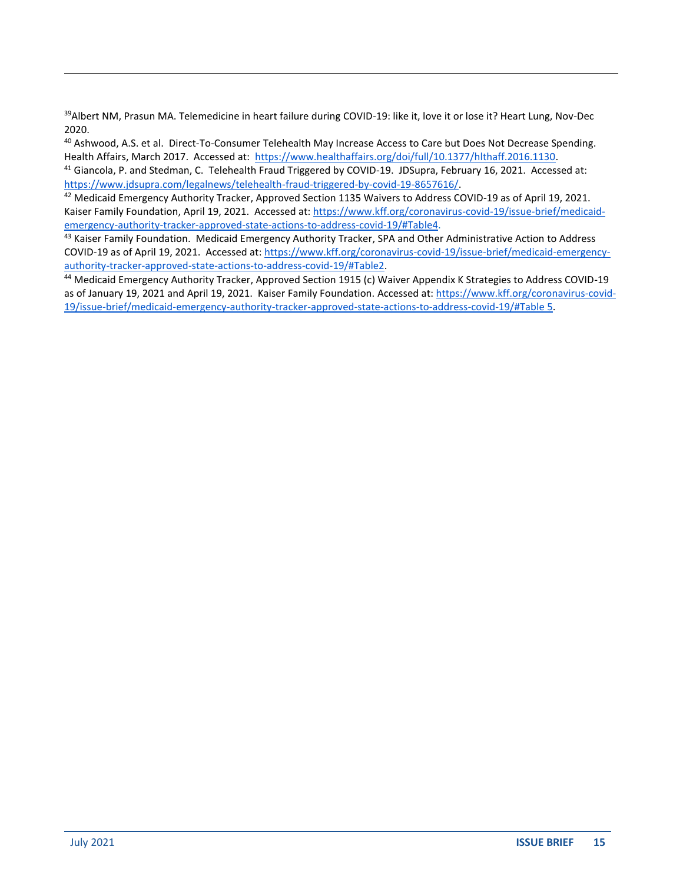[39]Albert NM, Prasun MA. Telemedicine in heart failure during COVID-19: like it, love it or lose it? Heart Lung, Nov-Dec 2020.

[40] Ashwood, A.S. et al. Direct-To-Consumer Telehealth May Increase Access to Care but Does Not Decrease Spending. Health Affairs, March 2017. Accessed at: https://www.healthaffairs.org/doi/full/10.1377/hlthaff.2016.1130.

[41] Giancola, P. and Stedman, C. Telehealth Fraud Triggered by COVID-19. JDSupra, February 16, 2021. Accessed at: https://www.jdsupra.com/legalnews/telehealth-fraud-triggered-by-covid-19-8657616/.

[42] Medicaid Emergency Authority Tracker, Approved Section 1135 Waivers to Address COVID-19 as of April 19, 2021. Kaiser Family Foundation, April 19, 2021. Accessed at: https://www.kff.org/coronavirus-covid-19/issue-brief/medicaid-emergency-authority-tracker-approved-state-actions-to-address-covid-19/#Table4.

[43] Kaiser Family Foundation. Medicaid Emergency Authority Tracker, SPA and Other Administrative Action to Address COVID-19 as of April 19, 2021. Accessed at: https://www.kff.org/coronavirus-covid-19/issue-brief/medicaid-emergency-authority-tracker-approved-state-actions-to-address-covid-19/#Table2.

[44] Medicaid Emergency Authority Tracker, Approved Section 1915 (c) Waiver Appendix K Strategies to Address COVID-19 as of January 19, 2021 and April 19, 2021. Kaiser Family Foundation. Accessed at: https://www.kff.org/coronavirus-covid-19/issue-brief/medicaid-emergency-authority-tracker-approved-state-actions-to-address-covid-19/#Table 5.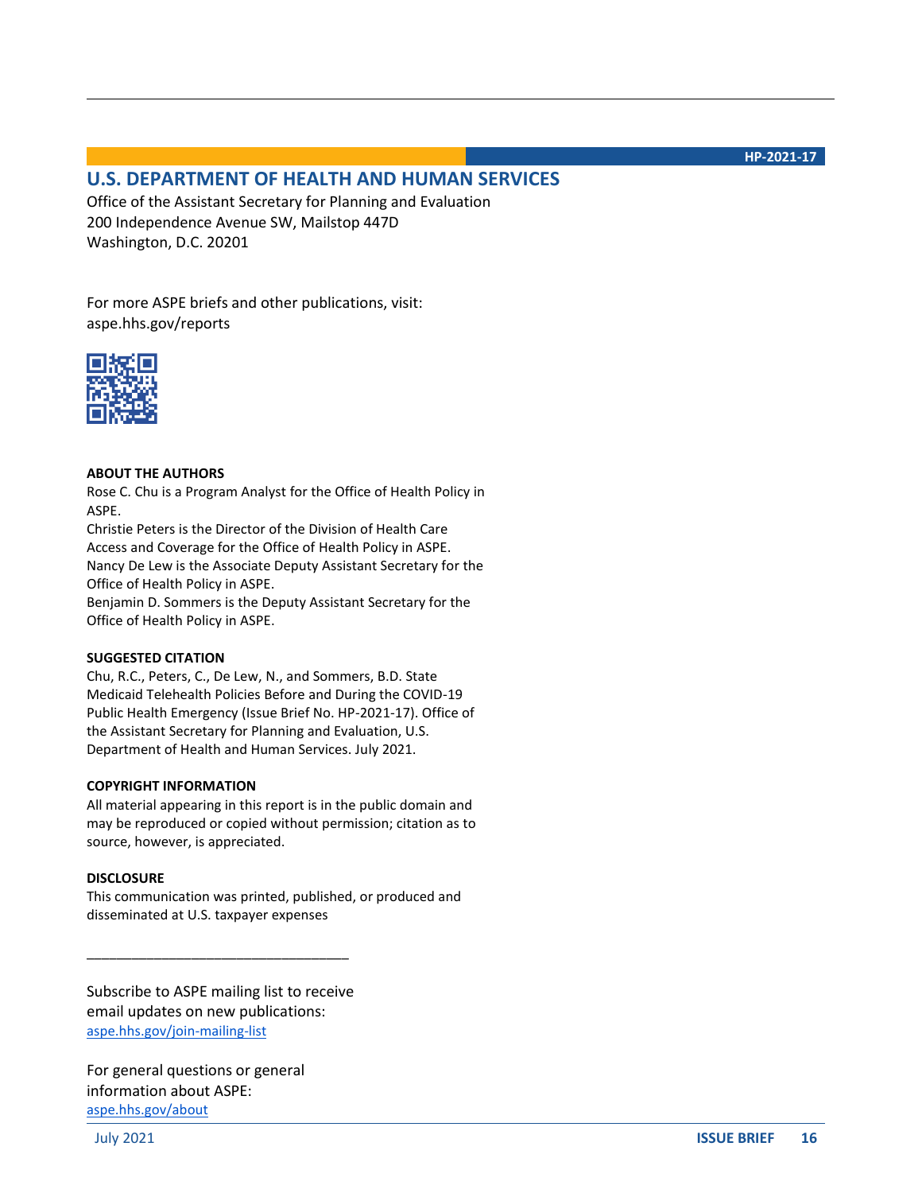HP-2021-17

## U.S. DEPARTMENT OF HEALTH AND HUMAN SERVICES

Office of the Assistant Secretary for Planning and Evaluation
200 Independence Avenue SW, Mailstop 447D
Washington, D.C. 20201

For more ASPE briefs and other publications, visit:
aspe.hhs.gov/reports

**ABOUT THE AUTHORS**

Rose C. Chu is a Program Analyst for the Office of Health Policy in ASPE.
Christie Peters is the Director of the Division of Health Care Access and Coverage for the Office of Health Policy in ASPE.
Nancy De Lew is the Associate Deputy Assistant Secretary for the Office of Health Policy in ASPE.
Benjamin D. Sommers is the Deputy Assistant Secretary for the Office of Health Policy in ASPE.

**SUGGESTED CITATION**

Chu, R.C., Peters, C., De Lew, N., and Sommers, B.D. State Medicaid Telehealth Policies Before and During the COVID-19 Public Health Emergency (Issue Brief No. HP-2021-17). Office of the Assistant Secretary for Planning and Evaluation, U.S. Department of Health and Human Services. July 2021.

**COPYRIGHT INFORMATION**

All material appearing in this report is in the public domain and may be reproduced or copied without permission; citation as to source, however, is appreciated.

**DISCLOSURE**

This communication was printed, published, or produced and disseminated at U.S. taxpayer expenses

---

Subscribe to ASPE mailing list to receive email updates on new publications:
aspe.hhs.gov/join-mailing-list

For general questions or general information about ASPE:
aspe.hhs.gov/about